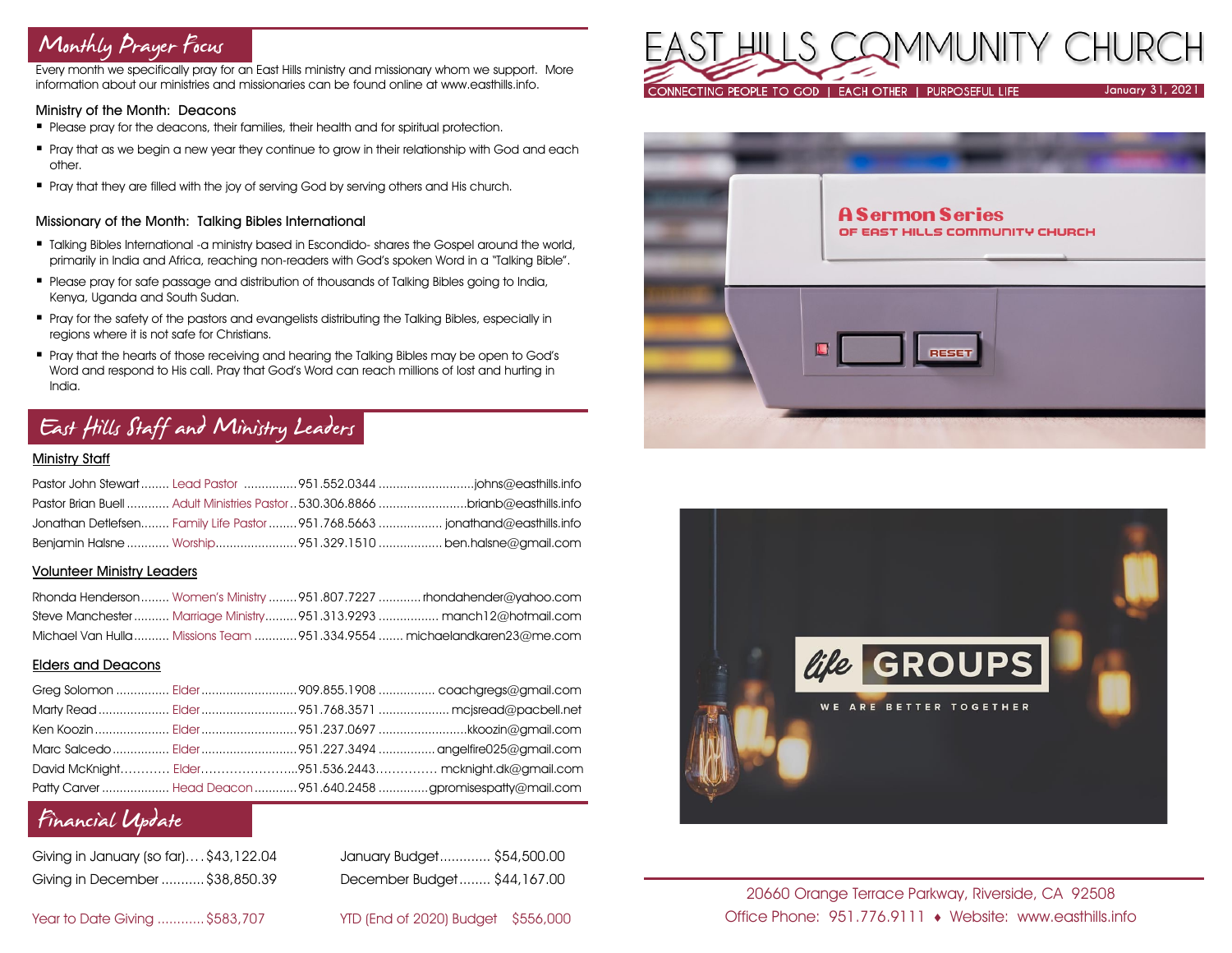# EAST HILLS COMMUNITY CHURCH

CONNECTING PEOPLE TO GOD | EACH OTHER | PURPOSEFUL LIFE

January 31, 2021

A Sermon Series OF EAST HILLS COMMUNITY CHURCH

RESET

life GROUPS

WE ARE BETTER TOGETHER

## Monthly Prayer Focus

Every month we specifically pray for an East Hills ministry and missionary whom we support. More information about our ministries and missionaries can be found online at www.easthills.info.

### Ministry of the Month: Deacons

- Please pray for the deacons, their families, their health and for spiritual protection.
- Pray that as we begin a new year they continue to grow in their relationship with God and each other.
- Pray that they are filled with the joy of serving God by serving others and His church.

### Missionary of the Month: Talking Bibles International

- Talking Bibles International -a ministry based in Escondido- shares the Gospel around the world, primarily in India and Africa, reaching non-readers with God's spoken Word in a "Talking Bible".
- Please pray for safe passage and distribution of thousands of Talking Bibles going to India, Kenya, Uganda and South Sudan.
- Pray for the safety of the pastors and evangelists distributing the Talking Bibles, especially in regions where it is not safe for Christians.
- Pray that the hearts of those receiving and hearing the Talking Bibles may be open to God's Word and respond to His call. Pray that God's Word can reach millions of lost and hurting in India.

## East Hills Staff and Ministry Leaders

### Ministry Staff

| Name | Role | Phone | Email |
|---|---|---|---|
| Pastor John Stewart | Lead Pastor | 951.552.0344 | johns@easthills.info |
| Pastor Brian Buell | Adult Ministries Pastor | 530.306.8866 | brianb@easthills.info |
| Jonathan Detlefsen | Family Life Pastor | 951.768.5663 | jonathand@easthills.info |
| Benjamin Halsne | Worship | 951.329.1510 | ben.halsne@gmail.com |

### Volunteer Ministry Leaders

| Name | Role | Phone | Email |
|---|---|---|---|
| Rhonda Henderson | Women's Ministry | 951.807.7227 | rhondahender@yahoo.com |
| Steve Manchester | Marriage Ministry | 951.313.9293 | manch12@hotmail.com |
| Michael Van Hulla | Missions Team | 951.334.9554 | michaelandkaren23@me.com |

### Elders and Deacons

| Name | Role | Phone | Email |
|---|---|---|---|
| Greg Solomon | Elder | 909.855.1908 | coachgregs@gmail.com |
| Marty Read | Elder | 951.768.3571 | mcjsread@pacbell.net |
| Ken Koozin | Elder | 951.237.0697 | kkoozin@gmail.com |
| Marc Salcedo | Elder | 951.227.3494 | angelfire025@gmail.com |
| David McKnight | Elder | 951.536.2443 | mcknight.dk@gmail.com |
| Patty Carver | Head Deacon | 951.640.2458 | gpromisespatty@mail.com |

## Financial Update

| | | | |
|---|---|---|---|
| Giving in January (so far) | $43,122.04 | January Budget | $54,500.00 |
| Giving in December | $38,850.39 | December Budget | $44,167.00 |
| Year to Date Giving | $583,707 | YTD (End of 2020) Budget | $556,000 |

20660 Orange Terrace Parkway, Riverside, CA 92508
Office Phone: 951.776.9111 ♦ Website: www.easthills.info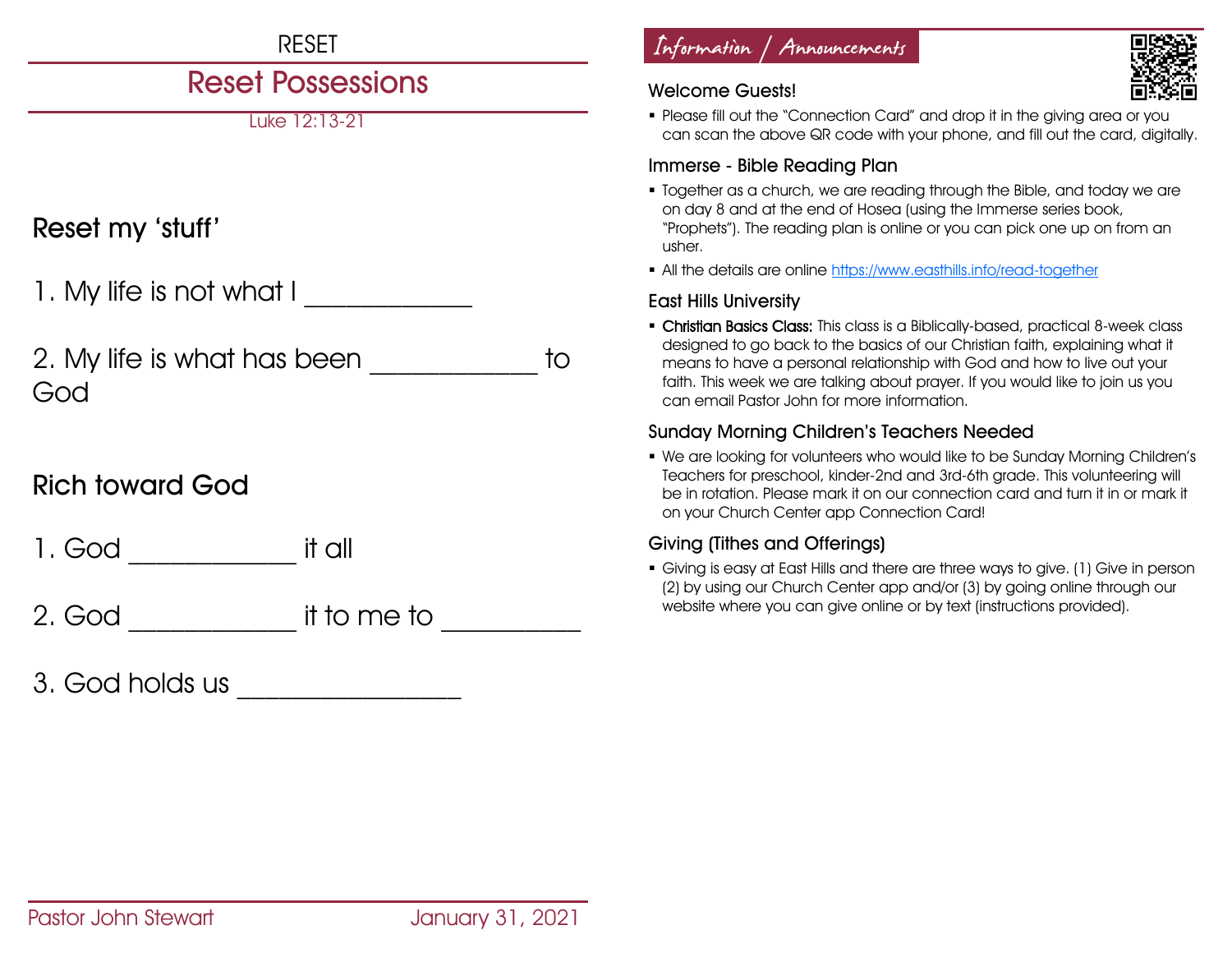RESET

# Reset Possessions

Luke 12:13-21

## Reset my 'stuff'

1. My life is not what I ____________

2. My life is what has been ____________ to God

## Rich toward God

1. God ____________ it all

2. God ____________ it to me to __________

3. God holds us ________________

Pastor John Stewart　　January 31, 2021

## Information / Announcements

### Welcome Guests!

- Please fill out the "Connection Card" and drop it in the giving area or you can scan the above QR code with your phone, and fill out the card, digitally.

### Immerse - Bible Reading Plan

- Together as a church, we are reading through the Bible, and today we are on day 8 and at the end of Hosea (using the Immerse series book, "Prophets"). The reading plan is online or you can pick one up on from an usher.
- All the details are online https://www.easthills.info/read-together

### East Hills University

- **Christian Basics Class:** This class is a Biblically-based, practical 8-week class designed to go back to the basics of our Christian faith, explaining what it means to have a personal relationship with God and how to live out your faith. This week we are talking about prayer. If you would like to join us you can email Pastor John for more information.

### Sunday Morning Children's Teachers Needed

- We are looking for volunteers who would like to be Sunday Morning Children's Teachers for preschool, kinder-2nd and 3rd-6th grade. This volunteering will be in rotation. Please mark it on our connection card and turn it in or mark it on your Church Center app Connection Card!

### Giving (Tithes and Offerings)

- Giving is easy at East Hills and there are three ways to give. (1) Give in person (2) by using our Church Center app and/or (3) by going online through our website where you can give online or by text (instructions provided).